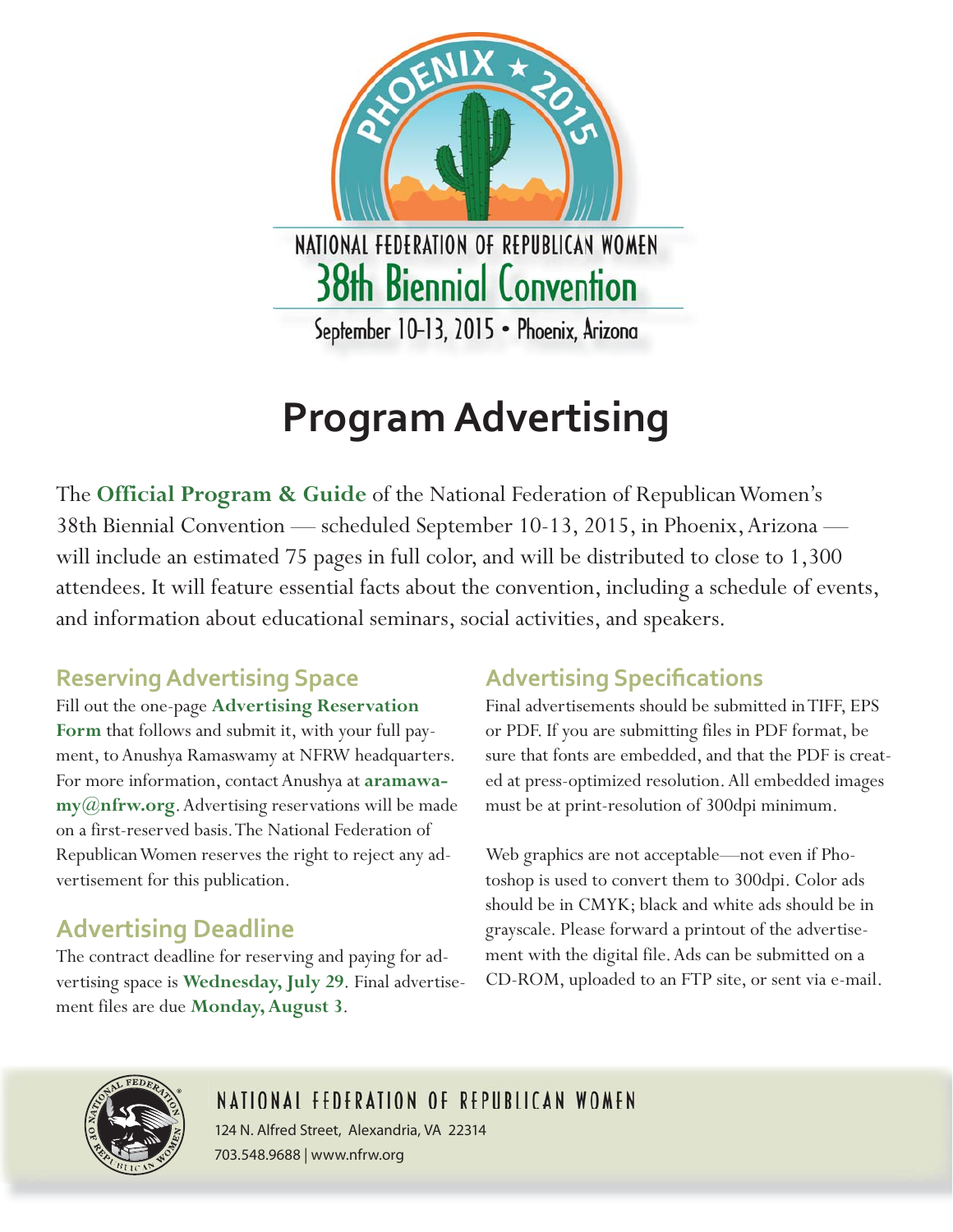PHOENIX ★ 2015

NATIONAL FEDERATION OF REPUBLICAN WOMEN

38th Biennial Convention

September 10-13, 2015 • Phoenix, Arizona

# Program Advertising

The **Official Program & Guide** of the National Federation of Republican Women's 38th Biennial Convention — scheduled September 10-13, 2015, in Phoenix, Arizona — will include an estimated 75 pages in full color, and will be distributed to close to 1,300 attendees. It will feature essential facts about the convention, including a schedule of events, and information about educational seminars, social activities, and speakers.

## Reserving Advertising Space

Fill out the one-page **Advertising Reservation Form** that follows and submit it, with your full payment, to Anushya Ramaswamy at NFRW headquarters. For more information, contact Anushya at **aramawamy@nfrw.org**. Advertising reservations will be made on a first-reserved basis. The National Federation of Republican Women reserves the right to reject any advertisement for this publication.

## Advertising Deadline

The contract deadline for reserving and paying for advertising space is **Wednesday, July 29**. Final advertisement files are due **Monday, August 3**.

## Advertising Specifications

Final advertisements should be submitted in TIFF, EPS or PDF. If you are submitting files in PDF format, be sure that fonts are embedded, and that the PDF is created at press-optimized resolution. All embedded images must be at print-resolution of 300dpi minimum.

Web graphics are not acceptable—not even if Photoshop is used to convert them to 300dpi. Color ads should be in CMYK; black and white ads should be in grayscale. Please forward a printout of the advertisement with the digital file. Ads can be submitted on a CD-ROM, uploaded to an FTP site, or sent via e-mail.

NATIONAL FEDERATION OF REPUBLICAN WOMEN

124 N. Alfred Street, Alexandria, VA 22314

703.548.9688 | www.nfrw.org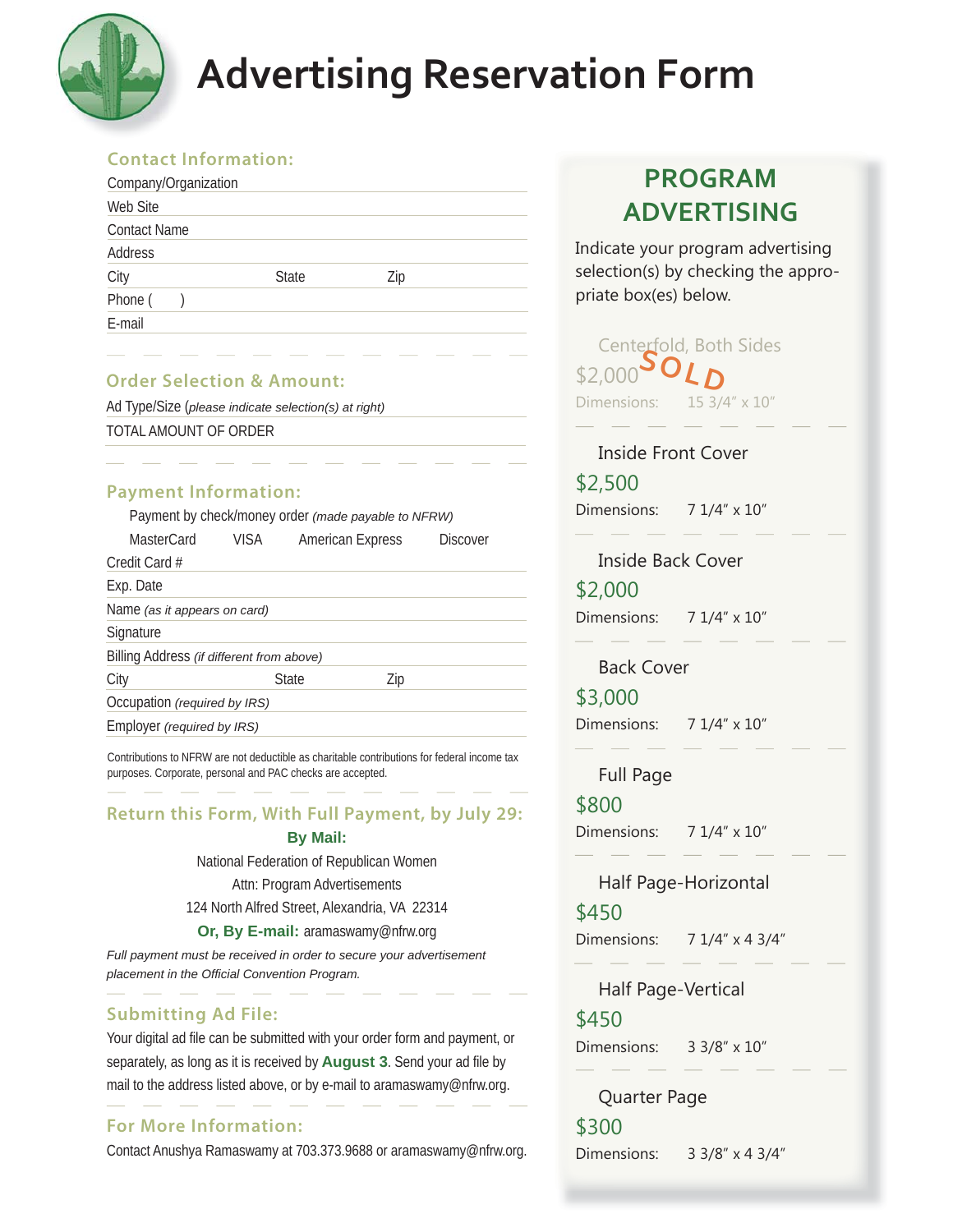# Advertising Reservation Form

## Contact Information:

Company/Organization

Web Site

Contact Name

Address

City State Zip

Phone ( )

E-mail

## Order Selection & Amount:

Ad Type/Size (*please indicate selection(s) at right*)

TOTAL AMOUNT OF ORDER

## Payment Information:

Payment by check/money order (*made payable to NFRW*)

MasterCard VISA American Express Discover

Credit Card #

Exp. Date

Name (*as it appears on card*)

Signature

Billing Address (*if different from above*)

City State Zip

Occupation (*required by IRS*)

Employer (*required by IRS*)

Contributions to NFRW are not deductible as charitable contributions for federal income tax purposes. Corporate, personal and PAC checks are accepted.

## Return this Form, With Full Payment, by July 29:

**By Mail:**

National Federation of Republican Women
Attn: Program Advertisements
124 North Alfred Street, Alexandria, VA 22314

**Or, By E-mail:** aramaswamy@nfrw.org

*Full payment must be received in order to secure your advertisement placement in the Official Convention Program.*

## Submitting Ad File:

Your digital ad file can be submitted with your order form and payment, or separately, as long as it is received by **August 3**. Send your ad file by mail to the address listed above, or by e-mail to aramaswamy@nfrw.org.

## For More Information:

Contact Anushya Ramaswamy at 703.373.9688 or aramaswamy@nfrw.org.

## PROGRAM ADVERTISING

Indicate your program advertising selection(s) by checking the appropriate box(es) below.

Centerfold, Both Sides
$2,000 SOLD
Dimensions: 15 3/4″ x 10″

Inside Front Cover
$2,500
Dimensions: 7 1/4″ x 10″

Inside Back Cover
$2,000
Dimensions: 7 1/4″ x 10″

Back Cover
$3,000
Dimensions: 7 1/4″ x 10″

Full Page
$800
Dimensions: 7 1/4″ x 10″

Half Page-Horizontal
$450
Dimensions: 7 1/4″ x 4 3/4″

Half Page-Vertical
$450
Dimensions: 3 3/8″ x 10″

Quarter Page
$300
Dimensions: 3 3/8″ x 4 3/4″